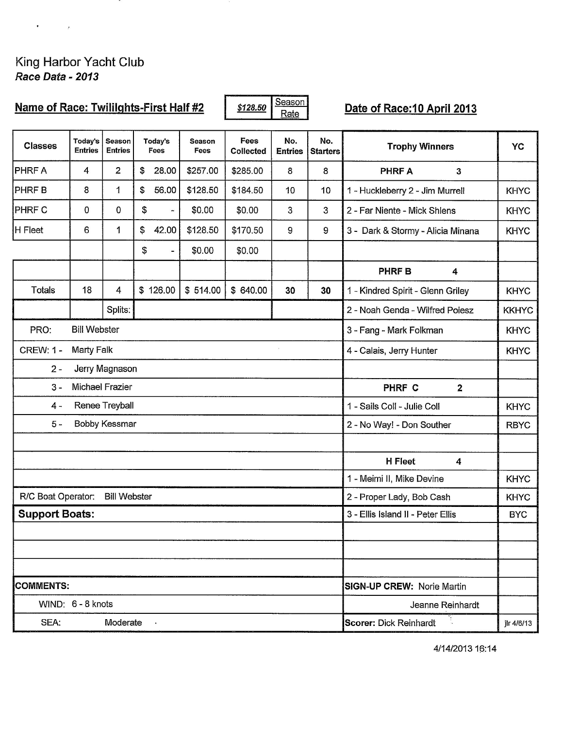King Harbor Yacht Club

***Race Data - 2013***

**Name of Race: Twilights-First Half #2** | ***$128.50*** Season Rate | **Date of Race:10 April 2013**

| Classes | Today's Entries | Season Entries | Today's Fees | Season Fees | Fees Collected | No. Entries | No. Starters | Trophy Winners | YC |
|---|---|---|---|---|---|---|---|---|---|
| PHRF A | 4 | 2 | $ 28.00 | $257.00 | $285.00 | 8 | 8 | **PHRF A 3** | |
| PHRF B | 8 | 1 | $ 56.00 | $128.50 | $184.50 | 10 | 10 | 1 - Huckleberry 2 - Jim Murrell | KHYC |
| PHRF C | 0 | 0 | $ - | $0.00 | $0.00 | 3 | 3 | 2 - Far Niente - Mick Shlens | KHYC |
| H Fleet | 6 | 1 | $ 42.00 | $128.50 | $170.50 | 9 | 9 | 3 - Dark & Stormy - Alicia Minana | KHYC |
| | | | $ - | $0.00 | $0.00 | | | | |
| | | | | | | | | **PHRF B 4** | |
| Totals | 18 | 4 | $ 126.00 | $ 514.00 | $ 640.00 | **30** | **30** | 1 - Kindred Spirit - Glenn Griley | KHYC |
| | | Splits: | | | | | | 2 - Noah Genda - Wilfred Poiesz | KKHYC |
| PRO: Bill Webster | | | | | | | | 3 - Fang - Mark Folkman | KHYC |
| CREW: 1 - Marty Falk | | | | | | | | 4 - Calais, Jerry Hunter | KHYC |
| 2 - Jerry Magnason | | | | | | | | | |
| 3 - Michael Frazier | | | | | | | | **PHRF C 2** | |
| 4 - Renee Treyball | | | | | | | | 1 - Sails Coll - Julie Coll | KHYC |
| 5 - Bobby Kessmar | | | | | | | | 2 - No Way! - Don Souther | RBYC |
| | | | | | | | | | |
| | | | | | | | | **H Fleet 4** | |
| | | | | | | | | 1 - Meimi II, Mike Devine | KHYC |
| R/C Boat Operator: Bill Webster | | | | | | | | 2 - Proper Lady, Bob Cash | KHYC |
| **Support Boats:** | | | | | | | | 3 - Ellis Island II - Peter Ellis | BYC |
| | | | | | | | | | |
| | | | | | | | | | |
| | | | | | | | | | |
| **COMMENTS:** | | | | | | | | **SIGN-UP CREW:** Norie Martin | |
| WIND: 6 - 8 knots | | | | | | | | Jeanne Reinhardt | |
| SEA: Moderate | | | | | | | | **Scorer:** Dick Reinhardt | jlr 4/6/13 |

4/14/2013 16:14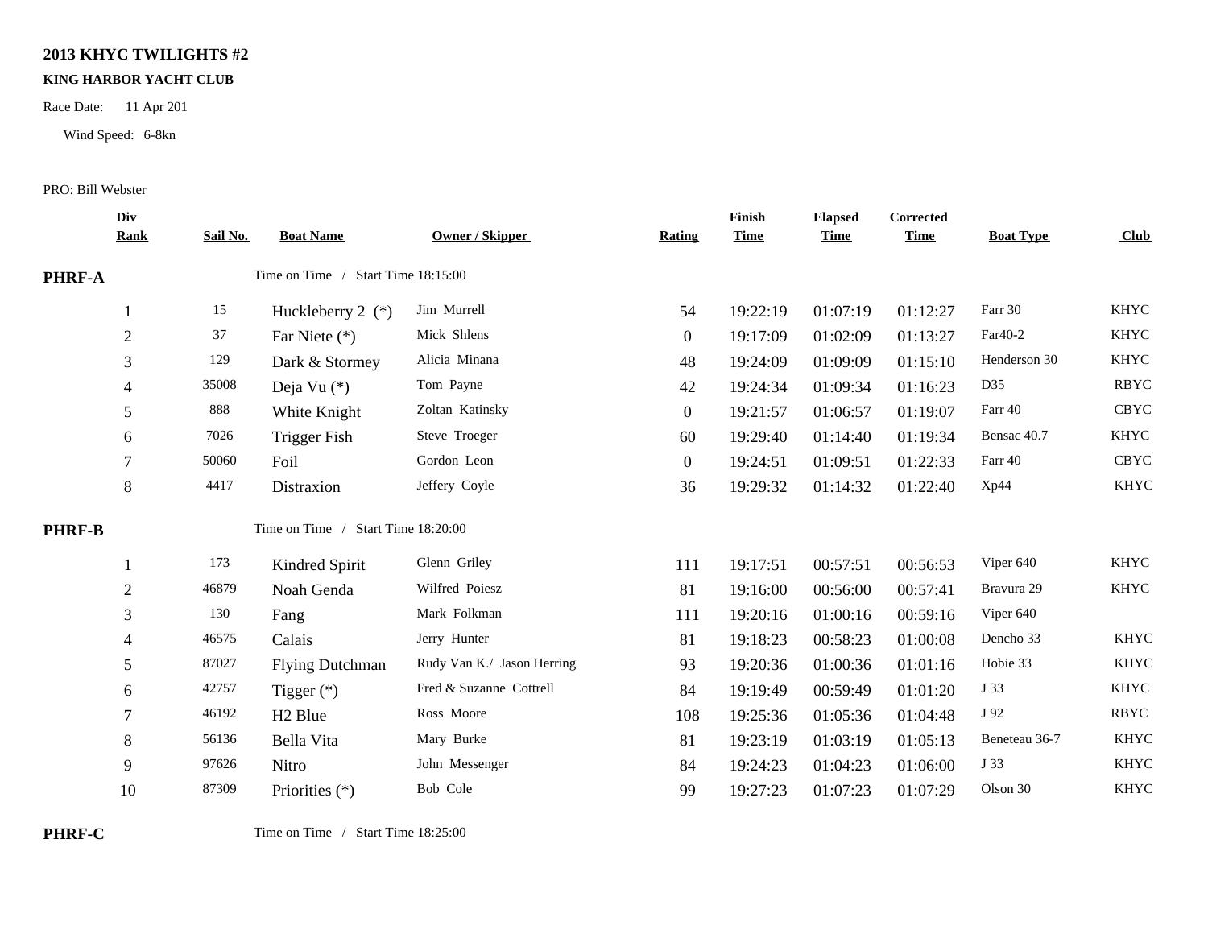## 2013 KHYC TWILIGHTS #2

**KING HARBOR YACHT CLUB**

Race Date: 11 Apr 201

Wind Speed: 6-8kn

PRO: Bill Webster

| Div Rank | Sail No. | Boat Name | Owner / Skipper | Rating | Finish Time | Elapsed Time | Corrected Time | Boat Type | Club |
|---|---|---|---|---|---|---|---|---|---|
| **PHRF-A** | | Time on Time / Start Time 18:15:00 | | | | | | | |
| 1 | 15 | Huckleberry 2 (*) | Jim Murrell | 54 | 19:22:19 | 01:07:19 | 01:12:27 | Farr 30 | KHYC |
| 2 | 37 | Far Niete (*) | Mick Shlens | 0 | 19:17:09 | 01:02:09 | 01:13:27 | Far40-2 | KHYC |
| 3 | 129 | Dark & Stormey | Alicia Minana | 48 | 19:24:09 | 01:09:09 | 01:15:10 | Henderson 30 | KHYC |
| 4 | 35008 | Deja Vu (*) | Tom Payne | 42 | 19:24:34 | 01:09:34 | 01:16:23 | D35 | RBYC |
| 5 | 888 | White Knight | Zoltan Katinsky | 0 | 19:21:57 | 01:06:57 | 01:19:07 | Farr 40 | CBYC |
| 6 | 7026 | Trigger Fish | Steve Troeger | 60 | 19:29:40 | 01:14:40 | 01:19:34 | Bensac 40.7 | KHYC |
| 7 | 50060 | Foil | Gordon Leon | 0 | 19:24:51 | 01:09:51 | 01:22:33 | Farr 40 | CBYC |
| 8 | 4417 | Distraxion | Jeffery Coyle | 36 | 19:29:32 | 01:14:32 | 01:22:40 | Xp44 | KHYC |
| **PHRF-B** | | Time on Time / Start Time 18:20:00 | | | | | | | |
| 1 | 173 | Kindred Spirit | Glenn Griley | 111 | 19:17:51 | 00:57:51 | 00:56:53 | Viper 640 | KHYC |
| 2 | 46879 | Noah Genda | Wilfred Poiesz | 81 | 19:16:00 | 00:56:00 | 00:57:41 | Bravura 29 | KHYC |
| 3 | 130 | Fang | Mark Folkman | 111 | 19:20:16 | 01:00:16 | 00:59:16 | Viper 640 | |
| 4 | 46575 | Calais | Jerry Hunter | 81 | 19:18:23 | 00:58:23 | 01:00:08 | Dencho 33 | KHYC |
| 5 | 87027 | Flying Dutchman | Rudy Van K./ Jason Herring | 93 | 19:20:36 | 01:00:36 | 01:01:16 | Hobie 33 | KHYC |
| 6 | 42757 | Tigger (*) | Fred & Suzanne Cottrell | 84 | 19:19:49 | 00:59:49 | 01:01:20 | J 33 | KHYC |
| 7 | 46192 | H2 Blue | Ross Moore | 108 | 19:25:36 | 01:05:36 | 01:04:48 | J 92 | RBYC |
| 8 | 56136 | Bella Vita | Mary Burke | 81 | 19:23:19 | 01:03:19 | 01:05:13 | Beneteau 36-7 | KHYC |
| 9 | 97626 | Nitro | John Messenger | 84 | 19:24:23 | 01:04:23 | 01:06:00 | J 33 | KHYC |
| 10 | 87309 | Priorities (*) | Bob Cole | 99 | 19:27:23 | 01:07:23 | 01:07:29 | Olson 30 | KHYC |
| **PHRF-C** | | Time on Time / Start Time 18:25:00 | | | | | | | |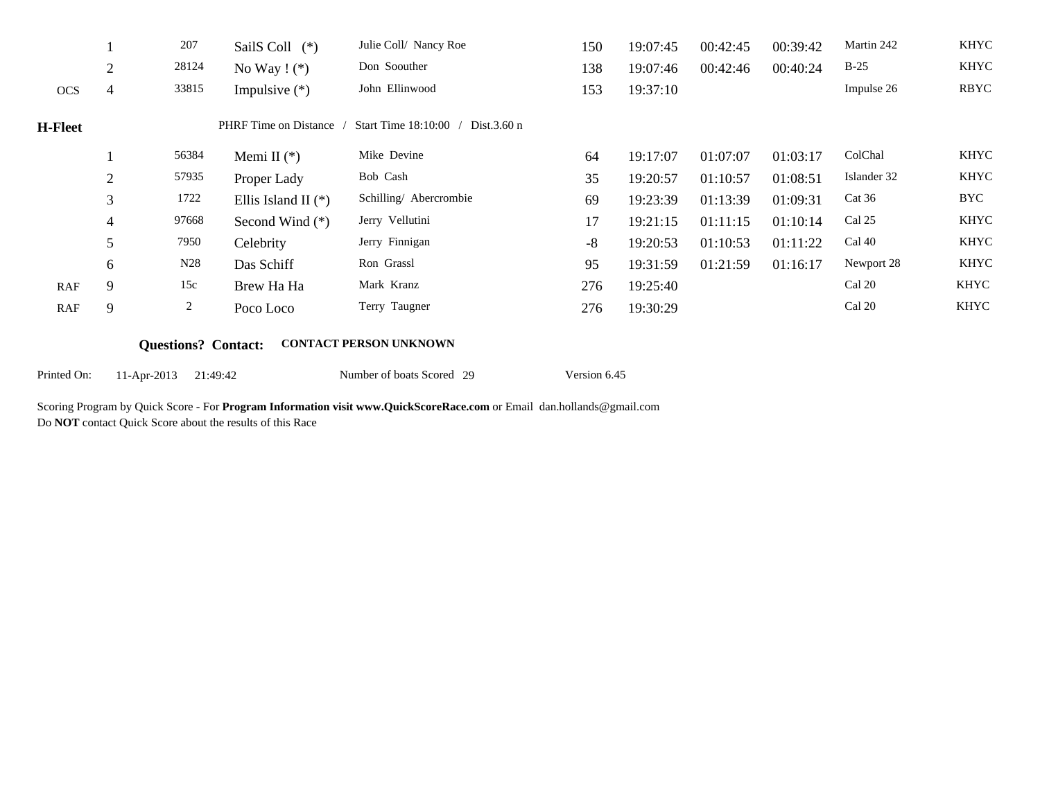| | | | | | | | | | | |
|---|---|---|---|---|---|---|---|---|---|---|
| | 1 | 207 | SailS Coll (*) | Julie Coll/ Nancy Roe | 150 | 19:07:45 | 00:42:45 | 00:39:42 | Martin 242 | KHYC |
| | 2 | 28124 | No Way ! (*) | Don Soouther | 138 | 19:07:46 | 00:42:46 | 00:40:24 | B-25 | KHYC |
| OCS | 4 | 33815 | Impulsive (*) | John Ellinwood | 153 | 19:37:10 | | | Impulse 26 | RBYC |

**H-Fleet** PHRF Time on Distance / Start Time 18:10:00 / Dist.3.60 n

| | | | | | | | | | | |
|---|---|---|---|---|---|---|---|---|---|---|
| | 1 | 56384 | Memi II (*) | Mike Devine | 64 | 19:17:07 | 01:07:07 | 01:03:17 | ColChal | KHYC |
| | 2 | 57935 | Proper Lady | Bob Cash | 35 | 19:20:57 | 01:10:57 | 01:08:51 | Islander 32 | KHYC |
| | 3 | 1722 | Ellis Island II (*) | Schilling/ Abercrombie | 69 | 19:23:39 | 01:13:39 | 01:09:31 | Cat 36 | BYC |
| | 4 | 97668 | Second Wind (*) | Jerry Vellutini | 17 | 19:21:15 | 01:11:15 | 01:10:14 | Cal 25 | KHYC |
| | 5 | 7950 | Celebrity | Jerry Finnigan | -8 | 19:20:53 | 01:10:53 | 01:11:22 | Cal 40 | KHYC |
| | 6 | N28 | Das Schiff | Ron Grassl | 95 | 19:31:59 | 01:21:59 | 01:16:17 | Newport 28 | KHYC |
| RAF | 9 | 15c | Brew Ha Ha | Mark Kranz | 276 | 19:25:40 | | | Cal 20 | KHYC |
| RAF | 9 | 2 | Poco Loco | Terry Taugner | 276 | 19:30:29 | | | Cal 20 | KHYC |

**Questions? Contact:** **CONTACT PERSON UNKNOWN**

Printed On: 11-Apr-2013 21:49:42 Number of boats Scored 29 Version 6.45

Scoring Program by Quick Score - For **Program Information visit www.QuickScoreRace.com** or Email dan.hollands@gmail.com
Do **NOT** contact Quick Score about the results of this Race